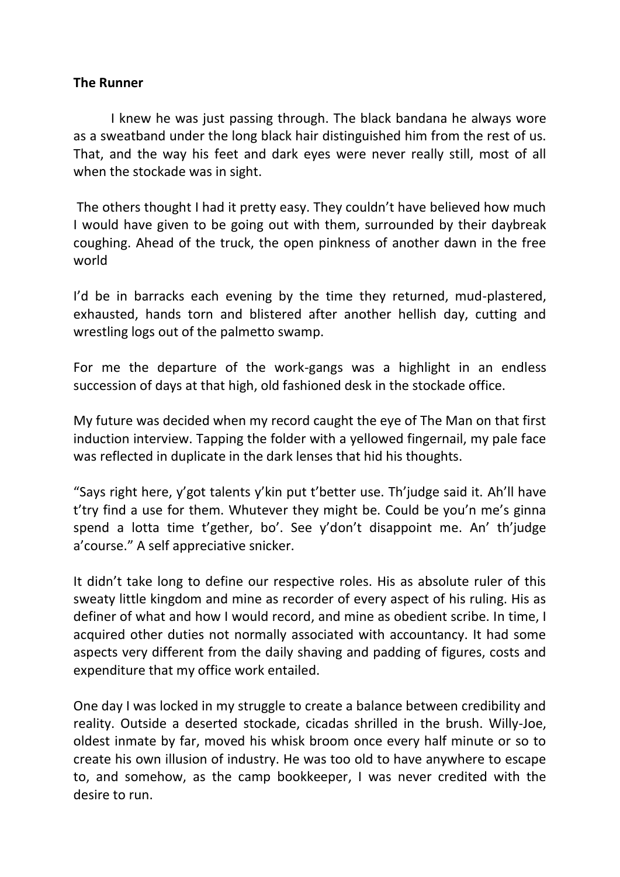**The Runner**

I knew he was just passing through. The black bandana he always wore as a sweatband under the long black hair distinguished him from the rest of us. That, and the way his feet and dark eyes were never really still, most of all when the stockade was in sight.

The others thought I had it pretty easy. They couldn't have believed how much I would have given to be going out with them, surrounded by their daybreak coughing. Ahead of the truck, the open pinkness of another dawn in the free world

I'd be in barracks each evening by the time they returned, mud-plastered, exhausted, hands torn and blistered after another hellish day, cutting and wrestling logs out of the palmetto swamp.

For me the departure of the work-gangs was a highlight in an endless succession of days at that high, old fashioned desk in the stockade office.

My future was decided when my record caught the eye of The Man on that first induction interview. Tapping the folder with a yellowed fingernail, my pale face was reflected in duplicate in the dark lenses that hid his thoughts.

"Says right here, y'got talents y'kin put t'better use. Th'judge said it. Ah'll have t'try find a use for them. Whutever they might be. Could be you'n me's ginna spend a lotta time t'gether, bo'. See y'don't disappoint me. An' th'judge a'course." A self appreciative snicker.

It didn't take long to define our respective roles. His as absolute ruler of this sweaty little kingdom and mine as recorder of every aspect of his ruling. His as definer of what and how I would record, and mine as obedient scribe. In time, I acquired other duties not normally associated with accountancy. It had some aspects very different from the daily shaving and padding of figures, costs and expenditure that my office work entailed.

One day I was locked in my struggle to create a balance between credibility and reality. Outside a deserted stockade, cicadas shrilled in the brush. Willy-Joe, oldest inmate by far, moved his whisk broom once every half minute or so to create his own illusion of industry. He was too old to have anywhere to escape to, and somehow, as the camp bookkeeper, I was never credited with the desire to run.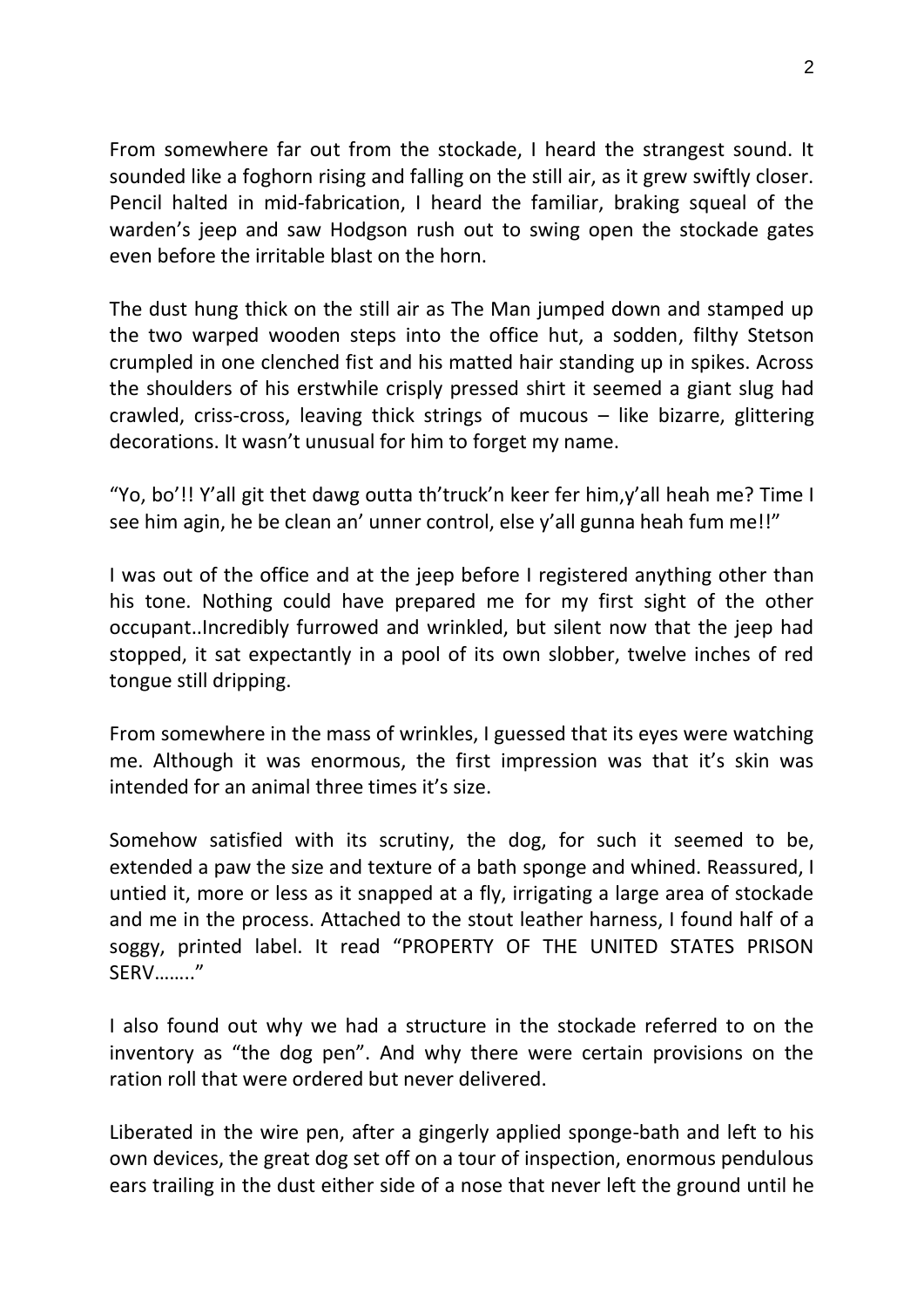From somewhere far out from the stockade, I heard the strangest sound. It sounded like a foghorn rising and falling on the still air, as it grew swiftly closer. Pencil halted in mid-fabrication, I heard the familiar, braking squeal of the warden's jeep and saw Hodgson rush out to swing open the stockade gates even before the irritable blast on the horn.

The dust hung thick on the still air as The Man jumped down and stamped up the two warped wooden steps into the office hut, a sodden, filthy Stetson crumpled in one clenched fist and his matted hair standing up in spikes. Across the shoulders of his erstwhile crisply pressed shirt it seemed a giant slug had crawled, criss-cross, leaving thick strings of mucous – like bizarre, glittering decorations. It wasn't unusual for him to forget my name.

"Yo, bo'!! Y'all git thet dawg outta th'truck'n keer fer him,y'all heah me? Time I see him agin, he be clean an' unner control, else y'all gunna heah fum me!!"

I was out of the office and at the jeep before I registered anything other than his tone. Nothing could have prepared me for my first sight of the other occupant..Incredibly furrowed and wrinkled, but silent now that the jeep had stopped, it sat expectantly in a pool of its own slobber, twelve inches of red tongue still dripping.

From somewhere in the mass of wrinkles, I guessed that its eyes were watching me. Although it was enormous, the first impression was that it's skin was intended for an animal three times it's size.

Somehow satisfied with its scrutiny, the dog, for such it seemed to be, extended a paw the size and texture of a bath sponge and whined. Reassured, I untied it, more or less as it snapped at a fly, irrigating a large area of stockade and me in the process. Attached to the stout leather harness, I found half of a soggy, printed label. It read "PROPERTY OF THE UNITED STATES PRISON SERV…….."

I also found out why we had a structure in the stockade referred to on the inventory as "the dog pen". And why there were certain provisions on the ration roll that were ordered but never delivered.

Liberated in the wire pen, after a gingerly applied sponge-bath and left to his own devices, the great dog set off on a tour of inspection, enormous pendulous ears trailing in the dust either side of a nose that never left the ground until he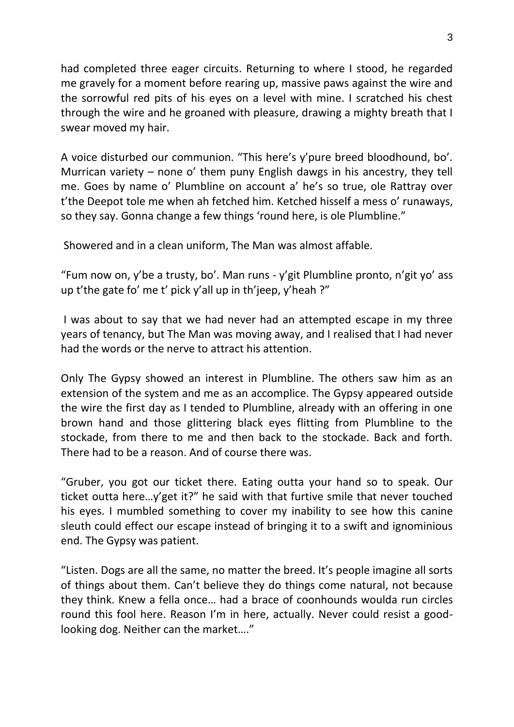had completed three eager circuits. Returning to where I stood, he regarded me gravely for a moment before rearing up, massive paws against the wire and the sorrowful red pits of his eyes on a level with mine. I scratched his chest through the wire and he groaned with pleasure, drawing a mighty breath that I swear moved my hair.

A voice disturbed our communion. "This here's y'pure breed bloodhound, bo'. Murrican variety – none o' them puny English dawgs in his ancestry, they tell me. Goes by name o' Plumbline on account a' he's so true, ole Rattray over t'the Deepot tole me when ah fetched him. Ketched hisself a mess o' runaways, so they say. Gonna change a few things 'round here, is ole Plumbline."

Showered and in a clean uniform, The Man was almost affable.

"Fum now on, y'be a trusty, bo'. Man runs - y'git Plumbline pronto, n'git yo' ass up t'the gate fo' me t' pick y'all up in th'jeep, y'heah ?"

I was about to say that we had never had an attempted escape in my three years of tenancy, but The Man was moving away, and I realised that I had never had the words or the nerve to attract his attention.

Only The Gypsy showed an interest in Plumbline. The others saw him as an extension of the system and me as an accomplice. The Gypsy appeared outside the wire the first day as I tended to Plumbline, already with an offering in one brown hand and those glittering black eyes flitting from Plumbline to the stockade, from there to me and then back to the stockade. Back and forth. There had to be a reason. And of course there was.

"Gruber, you got our ticket there. Eating outta your hand so to speak. Our ticket outta here…y'get it?" he said with that furtive smile that never touched his eyes. I mumbled something to cover my inability to see how this canine sleuth could effect our escape instead of bringing it to a swift and ignominious end. The Gypsy was patient.

"Listen. Dogs are all the same, no matter the breed. It's people imagine all sorts of things about them. Can't believe they do things come natural, not because they think. Knew a fella once… had a brace of coonhounds woulda run circles round this fool here. Reason I'm in here, actually. Never could resist a good-looking dog. Neither can the market…."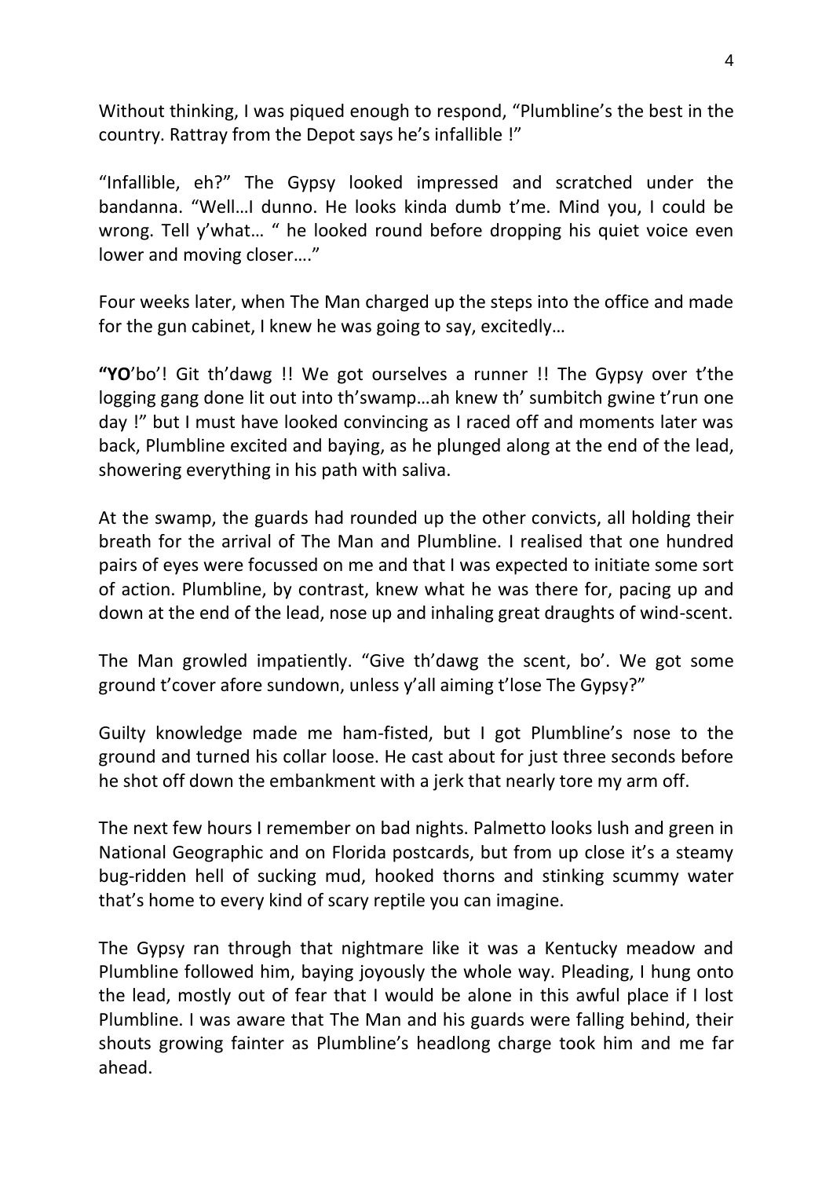Without thinking, I was piqued enough to respond, "Plumbline's the best in the country. Rattray from the Depot says he's infallible !"

"Infallible, eh?" The Gypsy looked impressed and scratched under the bandanna. "Well…I dunno. He looks kinda dumb t'me. Mind you, I could be wrong. Tell y'what… " he looked round before dropping his quiet voice even lower and moving closer…."

Four weeks later, when The Man charged up the steps into the office and made for the gun cabinet, I knew he was going to say, excitedly…

**"YO**'bo'! Git th'dawg !! We got ourselves a runner !! The Gypsy over t'the logging gang done lit out into th'swamp…ah knew th' sumbitch gwine t'run one day !" but I must have looked convincing as I raced off and moments later was back, Plumbline excited and baying, as he plunged along at the end of the lead, showering everything in his path with saliva.

At the swamp, the guards had rounded up the other convicts, all holding their breath for the arrival of The Man and Plumbline. I realised that one hundred pairs of eyes were focussed on me and that I was expected to initiate some sort of action. Plumbline, by contrast, knew what he was there for, pacing up and down at the end of the lead, nose up and inhaling great draughts of wind-scent.

The Man growled impatiently. "Give th'dawg the scent, bo'. We got some ground t'cover afore sundown, unless y'all aiming t'lose The Gypsy?"

Guilty knowledge made me ham-fisted, but I got Plumbline's nose to the ground and turned his collar loose. He cast about for just three seconds before he shot off down the embankment with a jerk that nearly tore my arm off.

The next few hours I remember on bad nights. Palmetto looks lush and green in National Geographic and on Florida postcards, but from up close it's a steamy bug-ridden hell of sucking mud, hooked thorns and stinking scummy water that's home to every kind of scary reptile you can imagine.

The Gypsy ran through that nightmare like it was a Kentucky meadow and Plumbline followed him, baying joyously the whole way. Pleading, I hung onto the lead, mostly out of fear that I would be alone in this awful place if I lost Plumbline. I was aware that The Man and his guards were falling behind, their shouts growing fainter as Plumbline's headlong charge took him and me far ahead.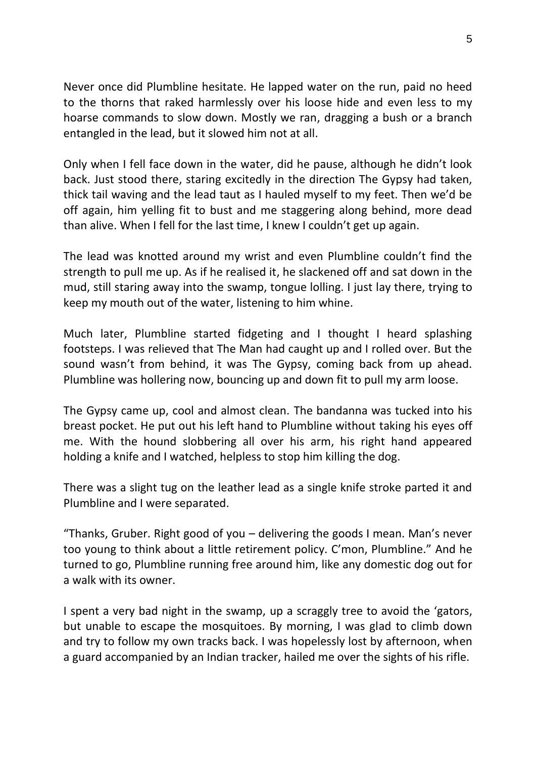Never once did Plumbline hesitate. He lapped water on the run, paid no heed to the thorns that raked harmlessly over his loose hide and even less to my hoarse commands to slow down. Mostly we ran, dragging a bush or a branch entangled in the lead, but it slowed him not at all.

Only when I fell face down in the water, did he pause, although he didn't look back. Just stood there, staring excitedly in the direction The Gypsy had taken, thick tail waving and the lead taut as I hauled myself to my feet. Then we'd be off again, him yelling fit to bust and me staggering along behind, more dead than alive. When I fell for the last time, I knew I couldn't get up again.

The lead was knotted around my wrist and even Plumbline couldn't find the strength to pull me up. As if he realised it, he slackened off and sat down in the mud, still staring away into the swamp, tongue lolling. I just lay there, trying to keep my mouth out of the water, listening to him whine.

Much later, Plumbline started fidgeting and I thought I heard splashing footsteps. I was relieved that The Man had caught up and I rolled over. But the sound wasn't from behind, it was The Gypsy, coming back from up ahead. Plumbline was hollering now, bouncing up and down fit to pull my arm loose.

The Gypsy came up, cool and almost clean. The bandanna was tucked into his breast pocket. He put out his left hand to Plumbline without taking his eyes off me. With the hound slobbering all over his arm, his right hand appeared holding a knife and I watched, helpless to stop him killing the dog.

There was a slight tug on the leather lead as a single knife stroke parted it and Plumbline and I were separated.

"Thanks, Gruber. Right good of you – delivering the goods I mean. Man's never too young to think about a little retirement policy. C'mon, Plumbline." And he turned to go, Plumbline running free around him, like any domestic dog out for a walk with its owner.

I spent a very bad night in the swamp, up a scraggly tree to avoid the 'gators, but unable to escape the mosquitoes. By morning, I was glad to climb down and try to follow my own tracks back. I was hopelessly lost by afternoon, when a guard accompanied by an Indian tracker, hailed me over the sights of his rifle.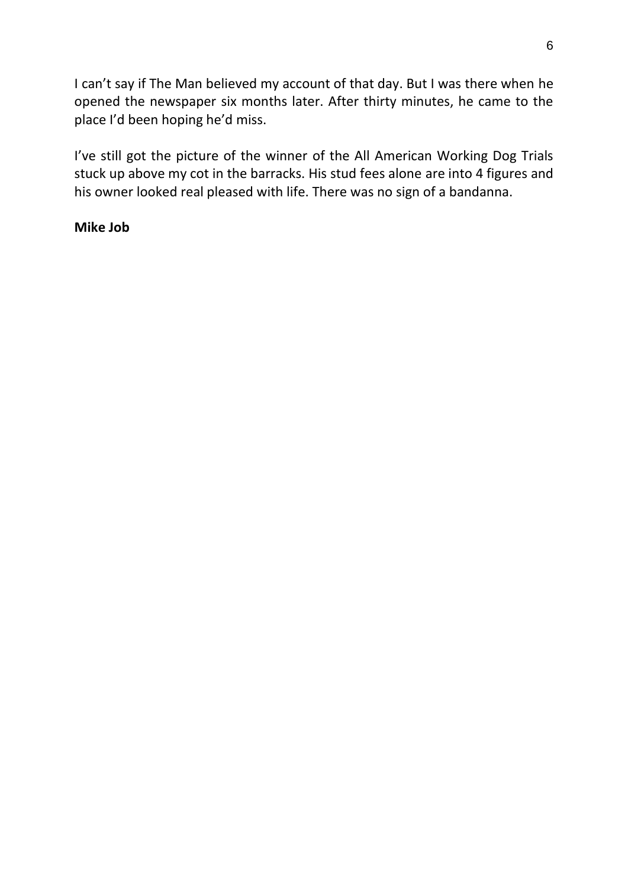I can't say if The Man believed my account of that day. But I was there when he opened the newspaper six months later. After thirty minutes, he came to the place I'd been hoping he'd miss.

I've still got the picture of the winner of the All American Working Dog Trials stuck up above my cot in the barracks. His stud fees alone are into 4 figures and his owner looked real pleased with life. There was no sign of a bandanna.

**Mike Job**